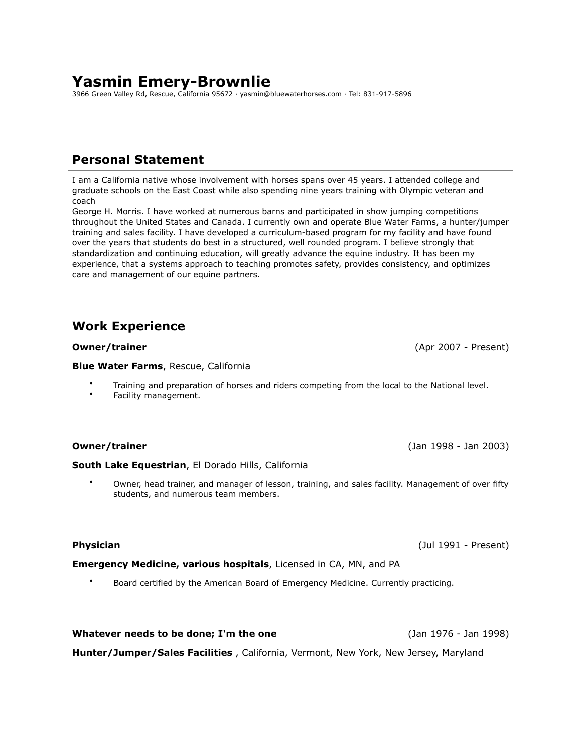# Yasmin Emery-Brownlie

3966 Green Valley Rd, Rescue, California 95672 · yasmin@bluewaterhorses.com · Tel: 831-917-5896

## Personal Statement

I am a California native whose involvement with horses spans over 45 years. I attended college and graduate schools on the East Coast while also spending nine years training with Olympic veteran and coach
George H. Morris. I have worked at numerous barns and participated in show jumping competitions throughout the United States and Canada. I currently own and operate Blue Water Farms, a hunter/jumper training and sales facility. I have developed a curriculum-based program for my facility and have found over the years that students do best in a structured, well rounded program. I believe strongly that standardization and continuing education, will greatly advance the equine industry. It has been my experience, that a systems approach to teaching promotes safety, provides consistency, and optimizes care and management of our equine partners.

## Work Experience

**Owner/trainer** (Apr 2007 - Present)

**Blue Water Farms**, Rescue, California

- Training and preparation of horses and riders competing from the local to the National level.
- Facility management.

**Owner/trainer** (Jan 1998 - Jan 2003)

**South Lake Equestrian**, El Dorado Hills, California

- Owner, head trainer, and manager of lesson, training, and sales facility. Management of over fifty students, and numerous team members.

**Physician** (Jul 1991 - Present)

**Emergency Medicine, various hospitals**, Licensed in CA, MN, and PA

- Board certified by the American Board of Emergency Medicine. Currently practicing.

**Whatever needs to be done; I'm the one** (Jan 1976 - Jan 1998)

**Hunter/Jumper/Sales Facilities** , California, Vermont, New York, New Jersey, Maryland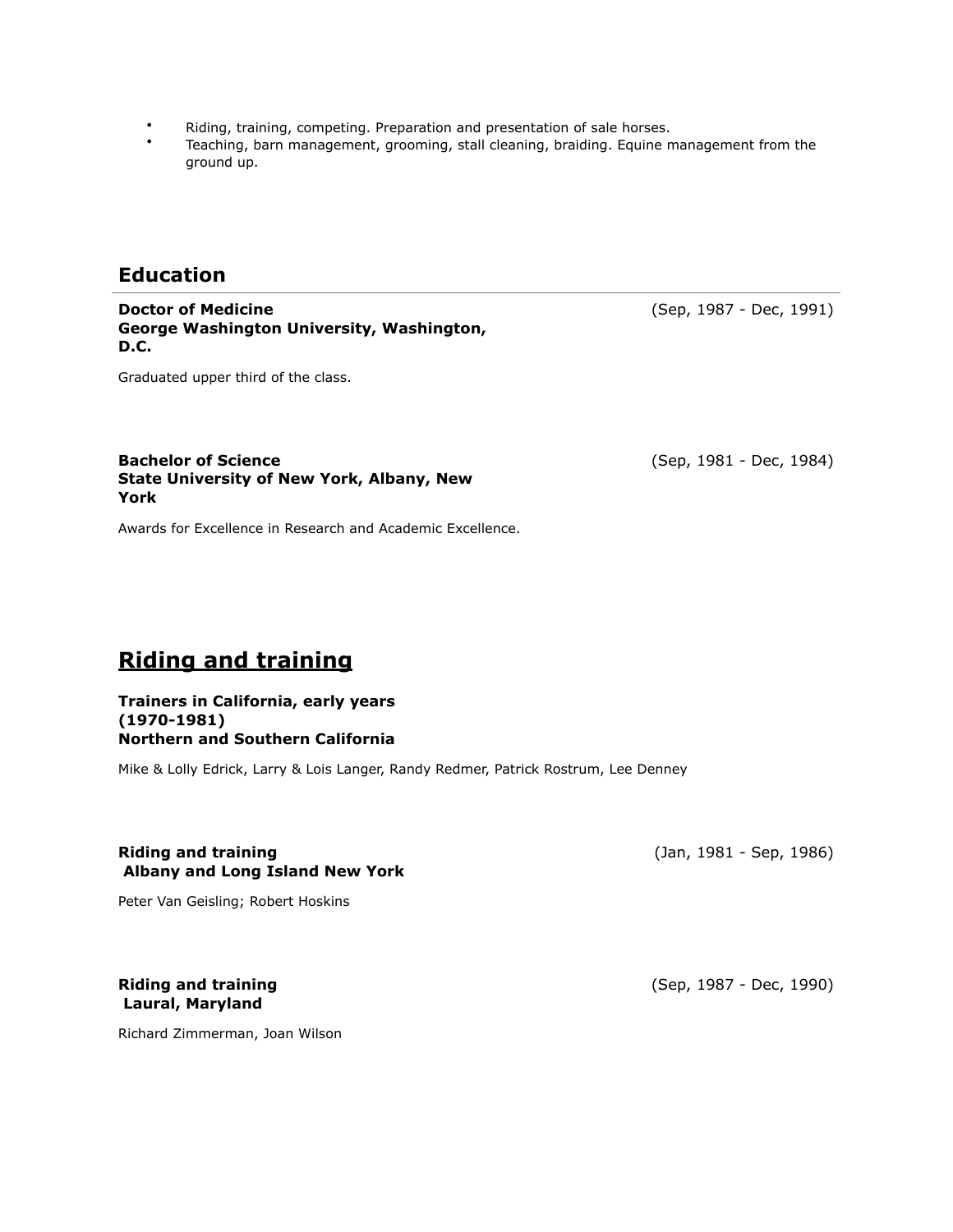- Riding, training, competing. Preparation and presentation of sale horses.
- Teaching, barn management, grooming, stall cleaning, braiding. Equine management from the ground up.

## Education

**Doctor of Medicine** (Sep, 1987 - Dec, 1991)
**George Washington University, Washington, D.C.**

Graduated upper third of the class.

**Bachelor of Science** (Sep, 1981 - Dec, 1984)
**State University of New York, Albany, New York**

Awards for Excellence in Research and Academic Excellence.

## <u>Riding and training</u>

**Trainers in California, early years**
**(1970-1981)**
**Northern and Southern California**

Mike & Lolly Edrick, Larry & Lois Langer, Randy Redmer, Patrick Rostrum, Lee Denney

**Riding and training** (Jan, 1981 - Sep, 1986)
**Albany and Long Island New York**

Peter Van Geisling; Robert Hoskins

**Riding and training** (Sep, 1987 - Dec, 1990)
**Laural, Maryland**

Richard Zimmerman, Joan Wilson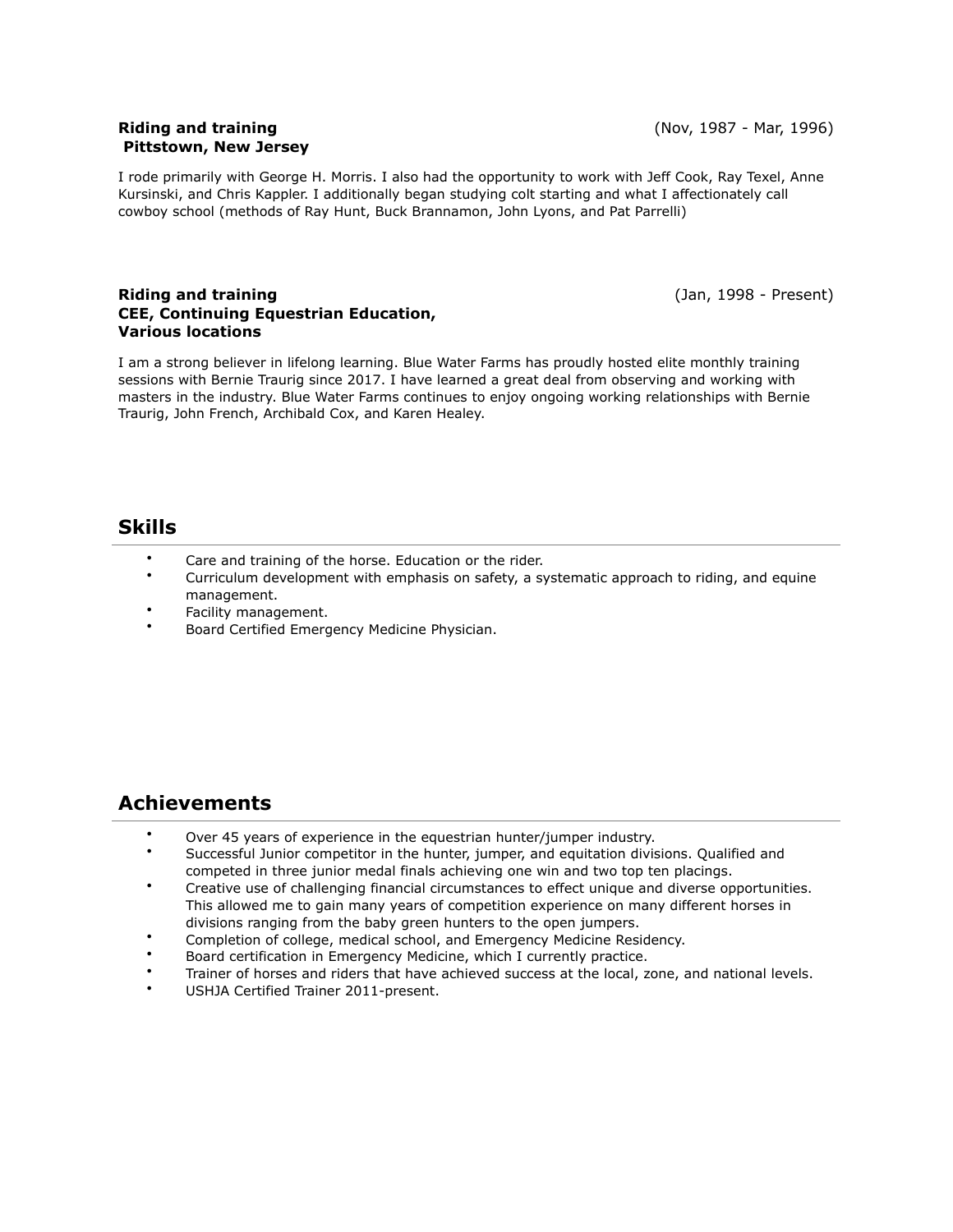**Riding and training** (Nov, 1987 - Mar, 1996)
**Pittstown, New Jersey**

I rode primarily with George H. Morris. I also had the opportunity to work with Jeff Cook, Ray Texel, Anne Kursinski, and Chris Kappler. I additionally began studying colt starting and what I affectionately call cowboy school (methods of Ray Hunt, Buck Brannamon, John Lyons, and Pat Parrelli)

**Riding and training** (Jan, 1998 - Present)
**CEE, Continuing Equestrian Education,**
**Various locations**

I am a strong believer in lifelong learning. Blue Water Farms has proudly hosted elite monthly training sessions with Bernie Traurig since 2017. I have learned a great deal from observing and working with masters in the industry. Blue Water Farms continues to enjoy ongoing working relationships with Bernie Traurig, John French, Archibald Cox, and Karen Healey.

## Skills

- Care and training of the horse. Education or the rider.
- Curriculum development with emphasis on safety, a systematic approach to riding, and equine management.
- Facility management.
- Board Certified Emergency Medicine Physician.

## Achievements

- Over 45 years of experience in the equestrian hunter/jumper industry.
- Successful Junior competitor in the hunter, jumper, and equitation divisions. Qualified and competed in three junior medal finals achieving one win and two top ten placings.
- Creative use of challenging financial circumstances to effect unique and diverse opportunities. This allowed me to gain many years of competition experience on many different horses in divisions ranging from the baby green hunters to the open jumpers.
- Completion of college, medical school, and Emergency Medicine Residency.
- Board certification in Emergency Medicine, which I currently practice.
- Trainer of horses and riders that have achieved success at the local, zone, and national levels.
- USHJA Certified Trainer 2011-present.